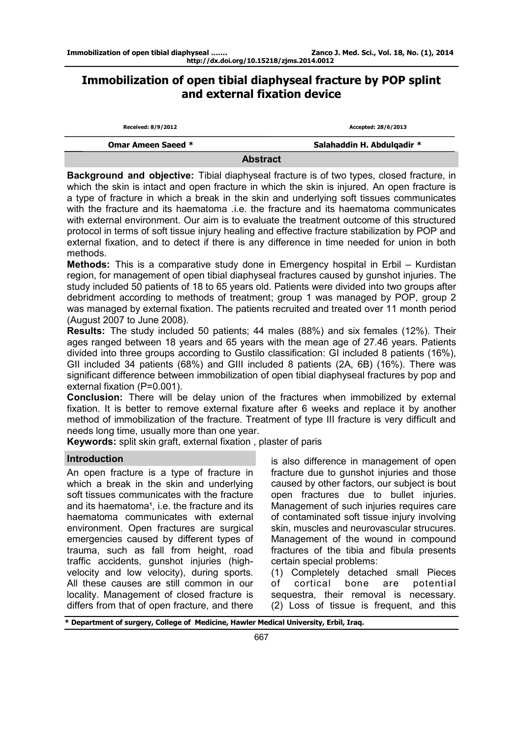# Immobilization of open tibial diaphyseal fracture by POP splint and external fixation device

Received: 8/9/2012 Accepted: 28/6/2013

**Omar Ameen Saeed *** **Salahaddin H. Abdulqadir ***

## Abstract

**Background and objective:** Tibial diaphyseal fracture is of two types, closed fracture, in which the skin is intact and open fracture in which the skin is injured. An open fracture is a type of fracture in which a break in the skin and underlying soft tissues communicates with the fracture and its haematoma .i.e. the fracture and its haematoma communicates with external environment. Our aim is to evaluate the treatment outcome of this structured protocol in terms of soft tissue injury healing and effective fracture stabilization by POP and external fixation, and to detect if there is any difference in time needed for union in both methods.

**Methods:** This is a comparative study done in Emergency hospital in Erbil – Kurdistan region, for management of open tibial diaphyseal fractures caused by gunshot injuries. The study included 50 patients of 18 to 65 years old. Patients were divided into two groups after debridment according to methods of treatment; group 1 was managed by POP, group 2 was managed by external fixation. The patients recruited and treated over 11 month period (August 2007 to June 2008).

**Results:** The study included 50 patients; 44 males (88%) and six females (12%). Their ages ranged between 18 years and 65 years with the mean age of 27.46 years. Patients divided into three groups according to Gustilo classification: GI included 8 patients (16%), GII included 34 patients (68%) and GIII included 8 patients (2A, 6B) (16%). There was significant difference between immobilization of open tibial diaphyseal fractures by pop and external fixation (P=0.001).

**Conclusion:** There will be delay union of the fractures when immobilized by external fixation. It is better to remove external fixature after 6 weeks and replace it by another method of immobilization of the fracture. Treatment of type III fracture is very difficult and needs long time, usually more than one year.

**Keywords:** split skin graft, external fixation , plaster of paris

## Introduction

An open fracture is a type of fracture in which a break in the skin and underlying soft tissues communicates with the fracture and its haematoma[1], i.e. the fracture and its haematoma communicates with external environment. Open fractures are surgical emergencies caused by different types of trauma, such as fall from height, road traffic accidents, gunshot injuries (high-velocity and low velocity), during sports. All these causes are still common in our locality. Management of closed fracture is differs from that of open fracture, and there is also difference in management of open fracture due to gunshot injuries and those caused by other factors, our subject is bout open fractures due to bullet injuries. Management of such injuries requires care of contaminated soft tissue injury involving skin, muscles and neurovascular strucures. Management of the wound in compound fractures of the tibia and fibula presents certain special problems:

(1) Completely detached small Pieces of cortical bone are potential sequestra, their removal is necessary.
(2) Loss of tissue is frequent, and this

\* Department of surgery, College of Medicine, Hawler Medical University, Erbil, Iraq.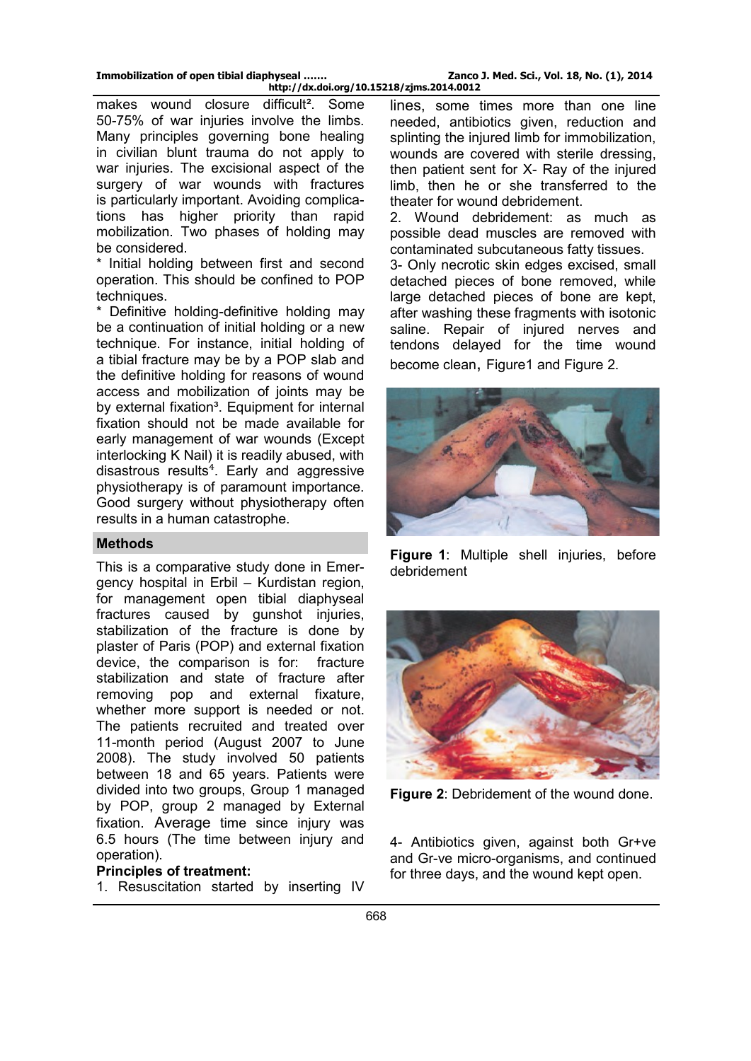makes wound closure difficult[2]. Some 50-75% of war injuries involve the limbs. Many principles governing bone healing in civilian blunt trauma do not apply to war injuries. The excisional aspect of the surgery of war wounds with fractures is particularly important. Avoiding complications has higher priority than rapid mobilization. Two phases of holding may be considered.

* Initial holding between first and second operation. This should be confined to POP techniques.

* Definitive holding-definitive holding may be a continuation of initial holding or a new technique. For instance, initial holding of a tibial fracture may be by a POP slab and the definitive holding for reasons of wound access and mobilization of joints may be by external fixation[3]. Equipment for internal fixation should not be made available for early management of war wounds (Except interlocking K Nail) it is readily abused, with disastrous results[4]. Early and aggressive physiotherapy is of paramount importance. Good surgery without physiotherapy often results in a human catastrophe.

## Methods

This is a comparative study done in Emergency hospital in Erbil – Kurdistan region, for management open tibial diaphyseal fractures caused by gunshot injuries, stabilization of the fracture is done by plaster of Paris (POP) and external fixation device, the comparison is for: fracture stabilization and state of fracture after removing pop and external fixature, whether more support is needed or not. The patients recruited and treated over 11-month period (August 2007 to June 2008). The study involved 50 patients between 18 and 65 years. Patients were divided into two groups, Group 1 managed by POP, group 2 managed by External fixation. Average time since injury was 6.5 hours (The time between injury and operation).

**Principles of treatment:**

1. Resuscitation started by inserting IV lines, some times more than one line needed, antibiotics given, reduction and splinting the injured limb for immobilization, wounds are covered with sterile dressing, then patient sent for X- Ray of the injured limb, then he or she transferred to the theater for wound debridement.

2. Wound debridement: as much as possible dead muscles are removed with contaminated subcutaneous fatty tissues.

3- Only necrotic skin edges excised, small detached pieces of bone removed, while large detached pieces of bone are kept, after washing these fragments with isotonic saline. Repair of injured nerves and tendons delayed for the time wound become clean, Figure1 and Figure 2.

**Figure 1**: Multiple shell injuries, before debridement

**Figure 2**: Debridement of the wound done.

4- Antibiotics given, against both Gr+ve and Gr-ve micro-organisms, and continued for three days, and the wound kept open.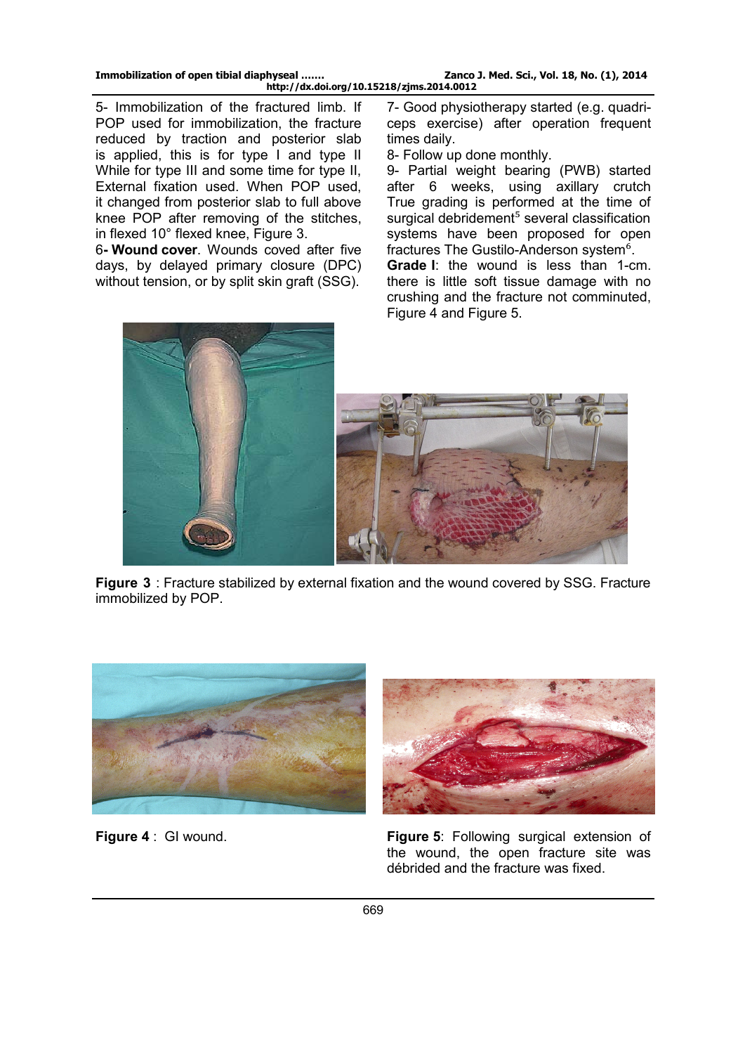5- Immobilization of the fractured limb. If POP used for immobilization, the fracture reduced by traction and posterior slab is applied, this is for type I and type II While for type III and some time for type II, External fixation used. When POP used, it changed from posterior slab to full above knee POP after removing of the stitches, in flexed 10° flexed knee, Figure 3.

6- **Wound cover**. Wounds coved after five days, by delayed primary closure (DPC) without tension, or by split skin graft (SSG).

7- Good physiotherapy started (e.g. quadriceps exercise) after operation frequent times daily.

8- Follow up done monthly.

9- Partial weight bearing (PWB) started after 6 weeks, using axillary crutch True grading is performed at the time of surgical debridement[5] several classification systems have been proposed for open fractures The Gustilo-Anderson system[6].

**Grade I**: the wound is less than 1-cm. there is little soft tissue damage with no crushing and the fracture not comminuted, Figure 4 and Figure 5.

**Figure 3** : Fracture stabilized by external fixation and the wound covered by SSG. Fracture immobilized by POP.

**Figure 4** : GI wound.

**Figure 5**: Following surgical extension of the wound, the open fracture site was débrided and the fracture was fixed.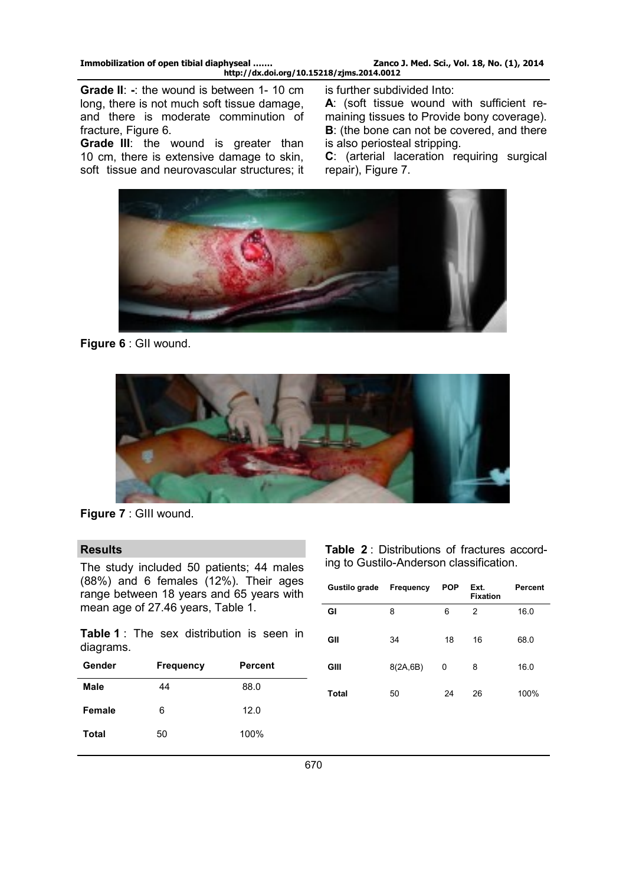**Grade II**: -: the wound is between 1- 10 cm long, there is not much soft tissue damage, and there is moderate comminution of fracture, Figure 6.

**Grade III**: the wound is greater than 10 cm, there is extensive damage to skin, soft tissue and neurovascular structures; it is further subdivided Into:

**A**: (soft tissue wound with sufficient remaining tissues to Provide bony coverage).

**B**: (the bone can not be covered, and there is also periosteal stripping.

**C**: (arterial laceration requiring surgical repair), Figure 7.

**Figure 6** : GII wound.

**Figure 7** : GIII wound.

## Results

The study included 50 patients; 44 males (88%) and 6 females (12%). Their ages range between 18 years and 65 years with mean age of 27.46 years, Table 1.

**Table 1** : The sex distribution is seen in diagrams.

| Gender | Frequency | Percent |
|---|---|---|
| **Male** | 44 | 88.0 |
| **Female** | 6 | 12.0 |
| **Total** | 50 | 100% |

**Table 2** : Distributions of fractures according to Gustilo-Anderson classification.

| Gustilo grade | Frequency | POP | Ext. Fixation | Percent |
|---|---|---|---|---|
| **GI** | 8 | 6 | 2 | 16.0 |
| **GII** | 34 | 18 | 16 | 68.0 |
| **GIII** | 8(2A,6B) | 0 | 8 | 16.0 |
| **Total** | 50 | 24 | 26 | 100% |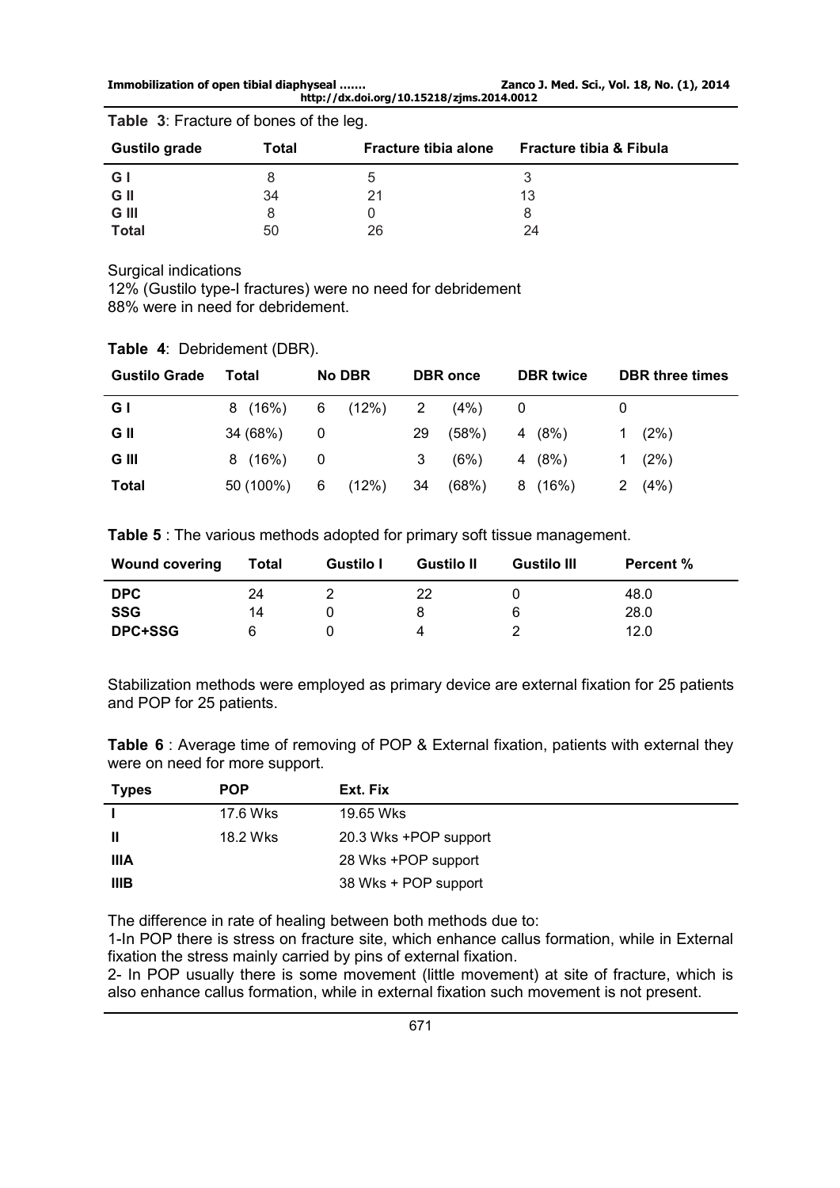**Table 3**: Fracture of bones of the leg.

| Gustilo grade | Total | Fracture tibia alone | Fracture tibia & Fibula |
|---|---|---|---|
| G I | 8 | 5 | 3 |
| G II | 34 | 21 | 13 |
| G III | 8 | 0 | 8 |
| Total | 50 | 26 | 24 |

Surgical indications

12% (Gustilo type-I fractures) were no need for debridement

88% were in need for debridement.

**Table 4**: Debridement (DBR).

| Gustilo Grade | Total | No DBR | DBR once | DBR twice | DBR three times |
|---|---|---|---|---|---|
| G I | 8 (16%) | 6 (12%) | 2 (4%) | 0 | 0 |
| G II | 34 (68%) | 0 | 29 (58%) | 4 (8%) | 1 (2%) |
| G III | 8 (16%) | 0 | 3 (6%) | 4 (8%) | 1 (2%) |
| Total | 50 (100%) | 6 (12%) | 34 (68%) | 8 (16%) | 2 (4%) |

**Table 5** : The various methods adopted for primary soft tissue management.

| Wound covering | Total | Gustilo I | Gustilo II | Gustilo III | Percent % |
|---|---|---|---|---|---|
| DPC | 24 | 2 | 22 | 0 | 48.0 |
| SSG | 14 | 0 | 8 | 6 | 28.0 |
| DPC+SSG | 6 | 0 | 4 | 2 | 12.0 |

Stabilization methods were employed as primary device are external fixation for 25 patients and POP for 25 patients.

**Table 6** : Average time of removing of POP & External fixation, patients with external they were on need for more support.

| Types | POP | Ext. Fix |
|---|---|---|
| I | 17.6 Wks | 19.65 Wks |
| II | 18.2 Wks | 20.3 Wks +POP support |
| IIIA | | 28 Wks +POP support |
| IIIB | | 38 Wks + POP support |

The difference in rate of healing between both methods due to:

1-In POP there is stress on fracture site, which enhance callus formation, while in External fixation the stress mainly carried by pins of external fixation.

2- In POP usually there is some movement (little movement) at site of fracture, which is also enhance callus formation, while in external fixation such movement is not present.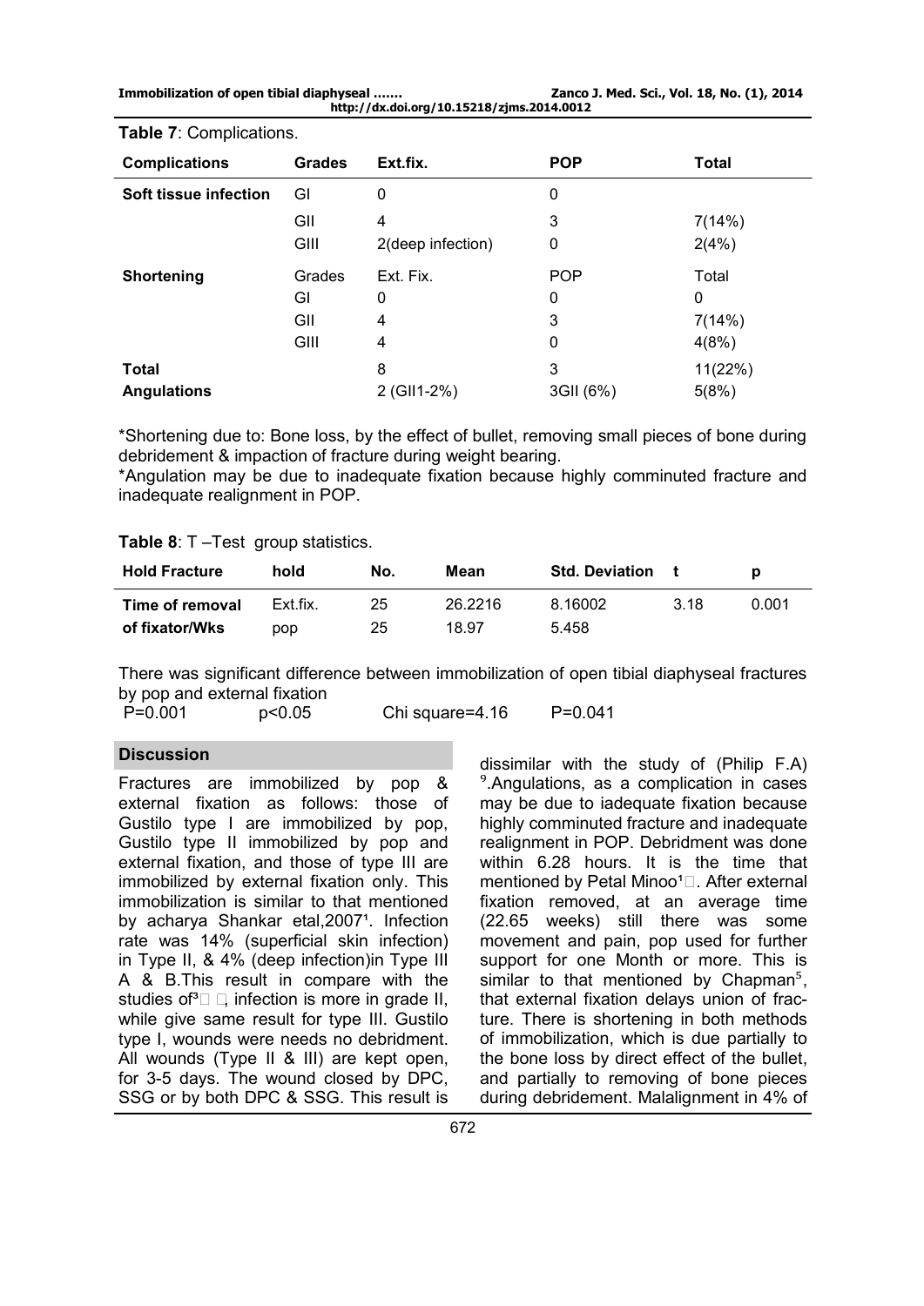**Table 7**: Complications.

| Complications | Grades | Ext.fix. | POP | Total |
|---|---|---|---|---|
| **Soft tissue infection** | GI | 0 | 0 | |
| | GII | 4 | 3 | 7(14%) |
| | GIII | 2(deep infection) | 0 | 2(4%) |
| **Shortening** | Grades | Ext. Fix. | POP | Total |
| | GI | 0 | 0 | 0 |
| | GII | 4 | 3 | 7(14%) |
| | GIII | 4 | 0 | 4(8%) |
| **Total** | | 8 | 3 | 11(22%) |
| **Angulations** | | 2 (GII1-2%) | 3GII (6%) | 5(8%) |

*Shortening due to: Bone loss, by the effect of bullet, removing small pieces of bone during debridement & impaction of fracture during weight bearing.

*Angulation may be due to inadequate fixation because highly comminuted fracture and inadequate realignment in POP.

**Table 8**: T –Test group statistics.

| Hold Fracture | hold | No. | Mean | Std. Deviation | t | p |
|---|---|---|---|---|---|---|
| **Time of removal of fixator/Wks** | Ext.fix. | 25 | 26.2216 | 8.16002 | 3.18 | 0.001 |
| | pop | 25 | 18.97 | 5.458 | | |

There was significant difference between immobilization of open tibial diaphyseal fractures by pop and external fixation

P=0.001 p<0.05 Chi square=4.16 P=0.041

## Discussion

Fractures are immobilized by pop & external fixation as follows: those of Gustilo type I are immobilized by pop, Gustilo type II immobilized by pop and external fixation, and those of type III are immobilized by external fixation only. This immobilization is similar to that mentioned by acharya Shankar etal,2007[1]. Infection rate was 14% (superficial skin infection) in Type II, & 4% (deep infection)in Type III A & B.This result in compare with the studies of[3] , infection is more in grade II, while give same result for type III. Gustilo type I, wounds were needs no debridment. All wounds (Type II & III) are kept open, for 3-5 days. The wound closed by DPC, SSG or by both DPC & SSG. This result is dissimilar with the study of (Philip F.A)[9].Angulations, as a complication in cases may be due to iadequate fixation because highly comminuted fracture and inadequate realignment in POP. Debridment was done within 6.28 hours. It is the time that mentioned by Petal Minoo[1]. After external fixation removed, at an average time (22.65 weeks) still there was some movement and pain, pop used for further support for one Month or more. This is similar to that mentioned by Chapman[5], that external fixation delays union of fracture. There is shortening in both methods of immobilization, which is due partially to the bone loss by direct effect of the bullet, and partially to removing of bone pieces during debridement. Malalignment in 4% of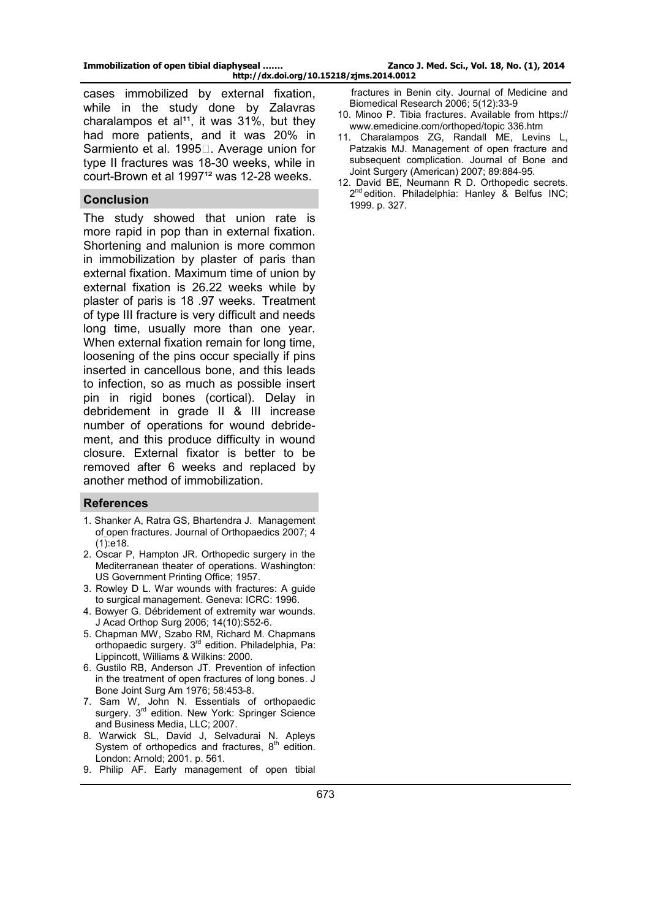cases immobilized by external fixation, while in the study done by Zalavras charalampos et al[11], it was 31%, but they had more patients, and it was 20% in Sarmiento et al. 1995. Average union for type II fractures was 18-30 weeks, while in court-Brown et al 1997[12] was 12-28 weeks.

## Conclusion

The study showed that union rate is more rapid in pop than in external fixation. Shortening and malunion is more common in immobilization by plaster of paris than external fixation. Maximum time of union by external fixation is 26.22 weeks while by plaster of paris is 18 .97 weeks. Treatment of type III fracture is very difficult and needs long time, usually more than one year. When external fixation remain for long time, loosening of the pins occur specially if pins inserted in cancellous bone, and this leads to infection, so as much as possible insert pin in rigid bones (cortical). Delay in debridement in grade II & III increase number of operations for wound debride-ment, and this produce difficulty in wound closure. External fixator is better to be removed after 6 weeks and replaced by another method of immobilization.

## References

1. Shanker A, Ratra GS, Bhartendra J. Management of open fractures. Journal of Orthopaedics 2007; 4 (1):e18.
2. Oscar P, Hampton JR. Orthopedic surgery in the Mediterranean theater of operations. Washington: US Government Printing Office; 1957.
3. Rowley D L. War wounds with fractures: A guide to surgical management. Geneva: ICRC: 1996.
4. Bowyer G. Débridement of extremity war wounds. J Acad Orthop Surg 2006; 14(10):S52-6.
5. Chapman MW, Szabo RM, Richard M. Chapmans orthopaedic surgery. 3rd edition. Philadelphia, Pa: Lippincott, Williams & Wilkins: 2000.
6. Gustilo RB, Anderson JT. Prevention of infection in the treatment of open fractures of long bones. J Bone Joint Surg Am 1976; 58:453-8.
7. Sam W, John N. Essentials of orthopaedic surgery. 3rd edition. New York: Springer Science and Business Media, LLC; 2007.
8. Warwick SL, David J, Selvadurai N. Apleys System of orthopedics and fractures, 8th edition. London: Arnold; 2001. p. 561.
9. Philip AF. Early management of open tibial fractures in Benin city. Journal of Medicine and Biomedical Research 2006; 5(12):33-9
10. Minoo P. Tibia fractures. Available from https:// www.emedicine.com/orthoped/topic 336.htm
11. Charalampos ZG, Randall ME, Levins L, Patzakis MJ. Management of open fracture and subsequent complication. Journal of Bone and Joint Surgery (American) 2007; 89:884-95.
12. David BE, Neumann R D. Orthopedic secrets. 2nd edition. Philadelphia: Hanley & Belfus INC; 1999. p. 327.